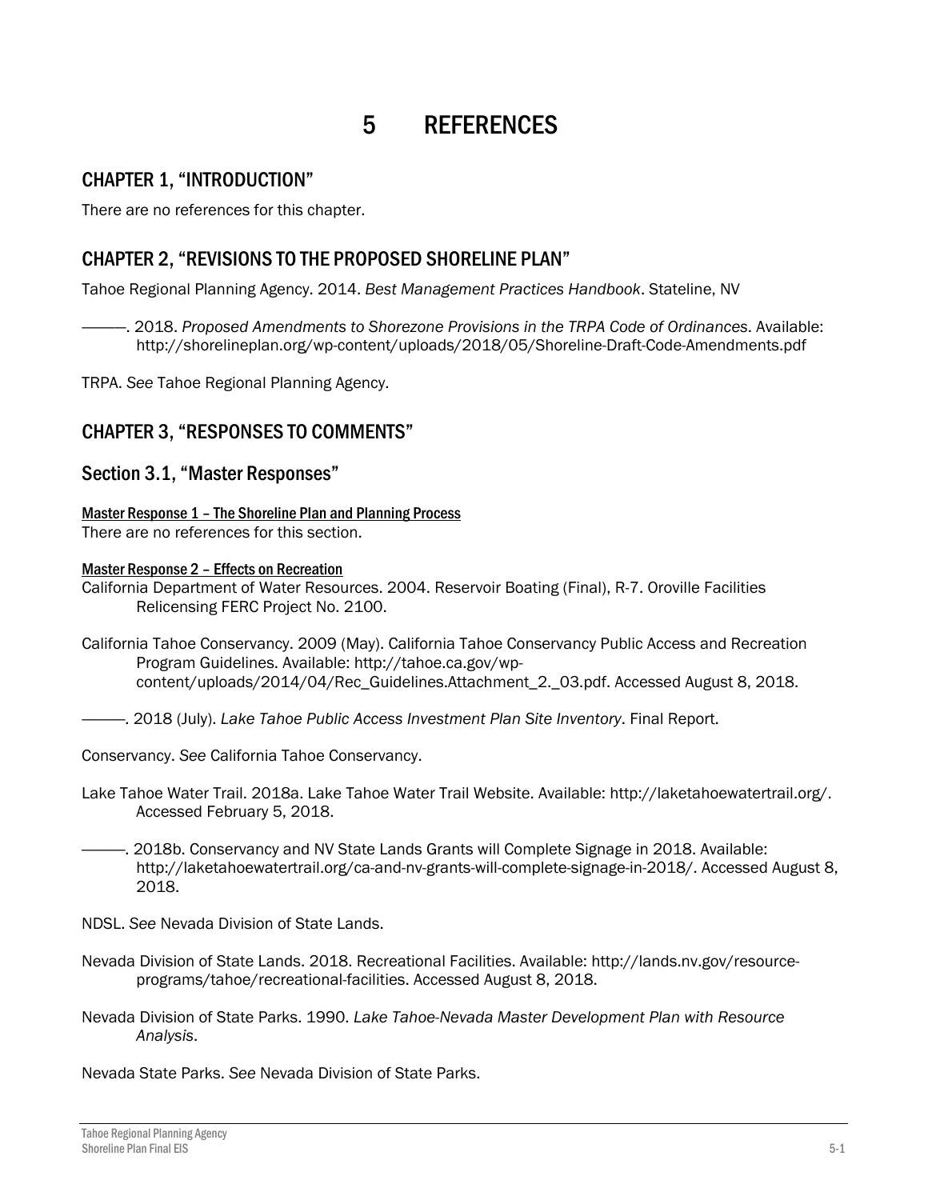# 5 REFERENCES

## CHAPTER 1, "INTRODUCTION"

There are no references for this chapter.

## CHAPTER 2, "REVISIONS TO THE PROPOSED SHORELINE PLAN"

Tahoe Regional Planning Agency. 2014. *Best Management Practices Handbook*. Stateline, NV

———. 2018. *Proposed Amendments to Shorezone Provisions in the TRPA Code of Ordinances*. Available: http://shorelineplan.org/wp-content/uploads/2018/05/Shoreline-Draft-Code-Amendments.pdf

TRPA. *See* Tahoe Regional Planning Agency.

## CHAPTER 3, "RESPONSES TO COMMENTS"

### Section 3.1, "Master Responses"

#### Master Response 1 – The Shoreline Plan and Planning Process

There are no references for this section.

#### Master Response 2 – Effects on Recreation

California Department of Water Resources. 2004. Reservoir Boating (Final), R-7. Oroville Facilities Relicensing FERC Project No. 2100.

California Tahoe Conservancy. 2009 (May). California Tahoe Conservancy Public Access and Recreation Program Guidelines. Available: http://tahoe.ca.gov/wp-content/uploads/2014/04/Rec_Guidelines.Attachment_2._03.pdf. Accessed August 8, 2018.

———. 2018 (July). *Lake Tahoe Public Access Investment Plan Site Inventory*. Final Report.

Conservancy. *See* California Tahoe Conservancy.

Lake Tahoe Water Trail. 2018a. Lake Tahoe Water Trail Website. Available: http://laketahoewatertrail.org/. Accessed February 5, 2018.

———. 2018b. Conservancy and NV State Lands Grants will Complete Signage in 2018. Available: http://laketahoewatertrail.org/ca-and-nv-grants-will-complete-signage-in-2018/. Accessed August 8, 2018.

NDSL. *See* Nevada Division of State Lands.

Nevada Division of State Lands. 2018. Recreational Facilities. Available: http://lands.nv.gov/resource-programs/tahoe/recreational-facilities. Accessed August 8, 2018.

Nevada Division of State Parks. 1990. *Lake Tahoe-Nevada Master Development Plan with Resource Analysis*.

Nevada State Parks. *See* Nevada Division of State Parks.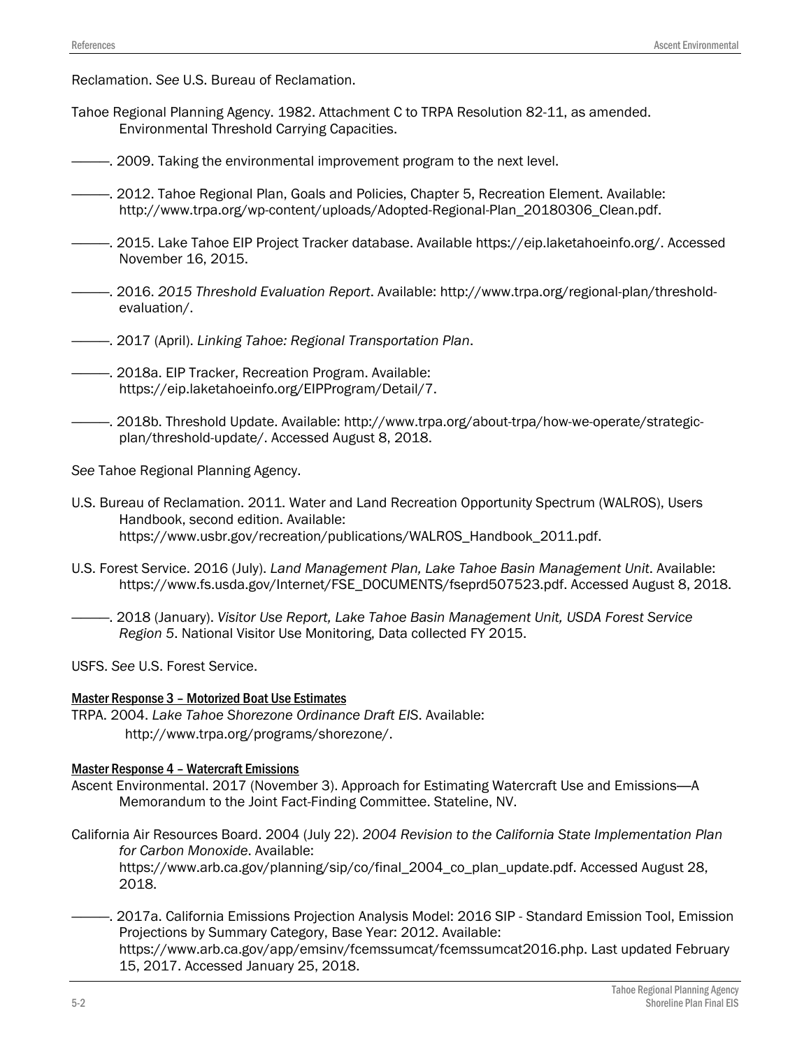Reclamation. *See* U.S. Bureau of Reclamation.

Tahoe Regional Planning Agency. 1982. Attachment C to TRPA Resolution 82-11, as amended. Environmental Threshold Carrying Capacities.

———. 2009. Taking the environmental improvement program to the next level.

———. 2012. Tahoe Regional Plan, Goals and Policies, Chapter 5, Recreation Element. Available: http://www.trpa.org/wp-content/uploads/Adopted-Regional-Plan_20180306_Clean.pdf.

———. 2015. Lake Tahoe EIP Project Tracker database. Available https://eip.laketahoeinfo.org/. Accessed November 16, 2015.

———. 2016. *2015 Threshold Evaluation Report*. Available: http://www.trpa.org/regional-plan/threshold-evaluation/.

———. 2017 (April). *Linking Tahoe: Regional Transportation Plan*.

———. 2018a. EIP Tracker, Recreation Program. Available: https://eip.laketahoeinfo.org/EIPProgram/Detail/7.

———. 2018b. Threshold Update. Available: http://www.trpa.org/about-trpa/how-we-operate/strategic-plan/threshold-update/. Accessed August 8, 2018.

*See* Tahoe Regional Planning Agency.

U.S. Bureau of Reclamation. 2011. Water and Land Recreation Opportunity Spectrum (WALROS), Users Handbook, second edition. Available: https://www.usbr.gov/recreation/publications/WALROS_Handbook_2011.pdf.

U.S. Forest Service. 2016 (July). *Land Management Plan, Lake Tahoe Basin Management Unit*. Available: https://www.fs.usda.gov/Internet/FSE_DOCUMENTS/fseprd507523.pdf. Accessed August 8, 2018.

———. 2018 (January). *Visitor Use Report, Lake Tahoe Basin Management Unit, USDA Forest Service Region 5*. National Visitor Use Monitoring, Data collected FY 2015.

USFS. *See* U.S. Forest Service.

### Master Response 3 – Motorized Boat Use Estimates

TRPA. 2004. *Lake Tahoe Shorezone Ordinance Draft EIS*. Available: http://www.trpa.org/programs/shorezone/.

### Master Response 4 – Watercraft Emissions

Ascent Environmental. 2017 (November 3). Approach for Estimating Watercraft Use and Emissions—A Memorandum to the Joint Fact-Finding Committee. Stateline, NV.

California Air Resources Board. 2004 (July 22). *2004 Revision to the California State Implementation Plan for Carbon Monoxide*. Available: https://www.arb.ca.gov/planning/sip/co/final_2004_co_plan_update.pdf. Accessed August 28, 2018.

———. 2017a. California Emissions Projection Analysis Model: 2016 SIP - Standard Emission Tool, Emission Projections by Summary Category, Base Year: 2012. Available: https://www.arb.ca.gov/app/emsinv/fcemssumcat/fcemssumcat2016.php. Last updated February 15, 2017. Accessed January 25, 2018.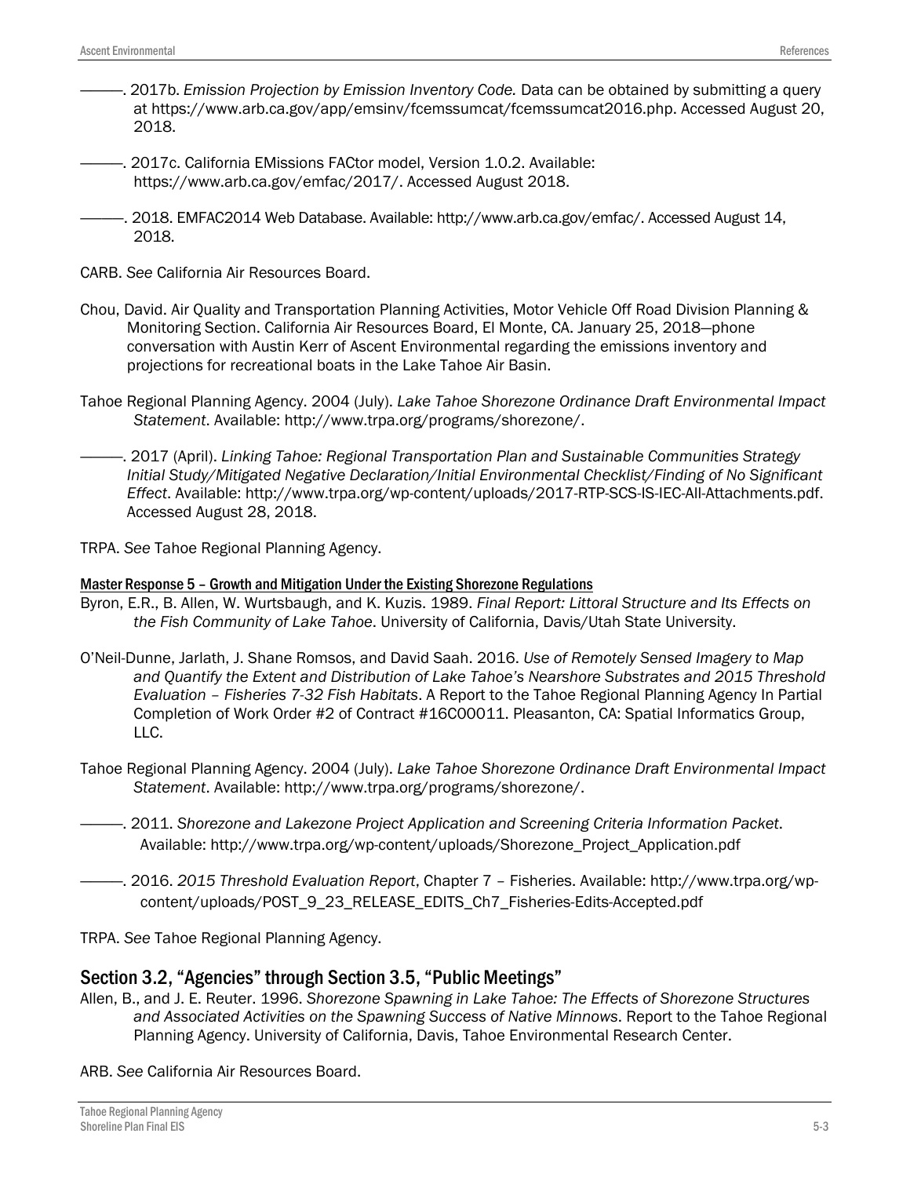———. 2017b. *Emission Projection by Emission Inventory Code.* Data can be obtained by submitting a query at https://www.arb.ca.gov/app/emsinv/fcemssumcat/fcemssumcat2016.php. Accessed August 20, 2018.

———. 2017c. California EMissions FACtor model, Version 1.0.2. Available: https://www.arb.ca.gov/emfac/2017/. Accessed August 2018.

———. 2018. EMFAC2014 Web Database. Available: http://www.arb.ca.gov/emfac/. Accessed August 14, 2018.

CARB. *See* California Air Resources Board.

Chou, David. Air Quality and Transportation Planning Activities, Motor Vehicle Off Road Division Planning & Monitoring Section. California Air Resources Board, El Monte, CA. January 25, 2018—phone conversation with Austin Kerr of Ascent Environmental regarding the emissions inventory and projections for recreational boats in the Lake Tahoe Air Basin.

Tahoe Regional Planning Agency. 2004 (July). *Lake Tahoe Shorezone Ordinance Draft Environmental Impact Statement*. Available: http://www.trpa.org/programs/shorezone/.

———. 2017 (April). *Linking Tahoe: Regional Transportation Plan and Sustainable Communities Strategy Initial Study/Mitigated Negative Declaration/Initial Environmental Checklist/Finding of No Significant Effect*. Available: http://www.trpa.org/wp-content/uploads/2017-RTP-SCS-IS-IEC-All-Attachments.pdf. Accessed August 28, 2018.

TRPA. *See* Tahoe Regional Planning Agency.

#### Master Response 5 – Growth and Mitigation Under the Existing Shorezone Regulations

Byron, E.R., B. Allen, W. Wurtsbaugh, and K. Kuzis. 1989. *Final Report: Littoral Structure and Its Effects on the Fish Community of Lake Tahoe*. University of California, Davis/Utah State University.

O'Neil-Dunne, Jarlath, J. Shane Romsos, and David Saah. 2016. *Use of Remotely Sensed Imagery to Map and Quantify the Extent and Distribution of Lake Tahoe's Nearshore Substrates and 2015 Threshold Evaluation – Fisheries 7-32 Fish Habitats*. A Report to the Tahoe Regional Planning Agency In Partial Completion of Work Order #2 of Contract #16C00011. Pleasanton, CA: Spatial Informatics Group, LLC.

Tahoe Regional Planning Agency. 2004 (July). *Lake Tahoe Shorezone Ordinance Draft Environmental Impact Statement*. Available: http://www.trpa.org/programs/shorezone/.

———. 2011. *Shorezone and Lakezone Project Application and Screening Criteria Information Packet*. Available: http://www.trpa.org/wp-content/uploads/Shorezone_Project_Application.pdf

———. 2016. *2015 Threshold Evaluation Report*, Chapter 7 – Fisheries. Available: http://www.trpa.org/wp-content/uploads/POST_9_23_RELEASE_EDITS_Ch7_Fisheries-Edits-Accepted.pdf

TRPA. *See* Tahoe Regional Planning Agency.

## Section 3.2, "Agencies" through Section 3.5, "Public Meetings"

Allen, B., and J. E. Reuter. 1996. *Shorezone Spawning in Lake Tahoe: The Effects of Shorezone Structures and Associated Activities on the Spawning Success of Native Minnows*. Report to the Tahoe Regional Planning Agency. University of California, Davis, Tahoe Environmental Research Center.

ARB. *See* California Air Resources Board.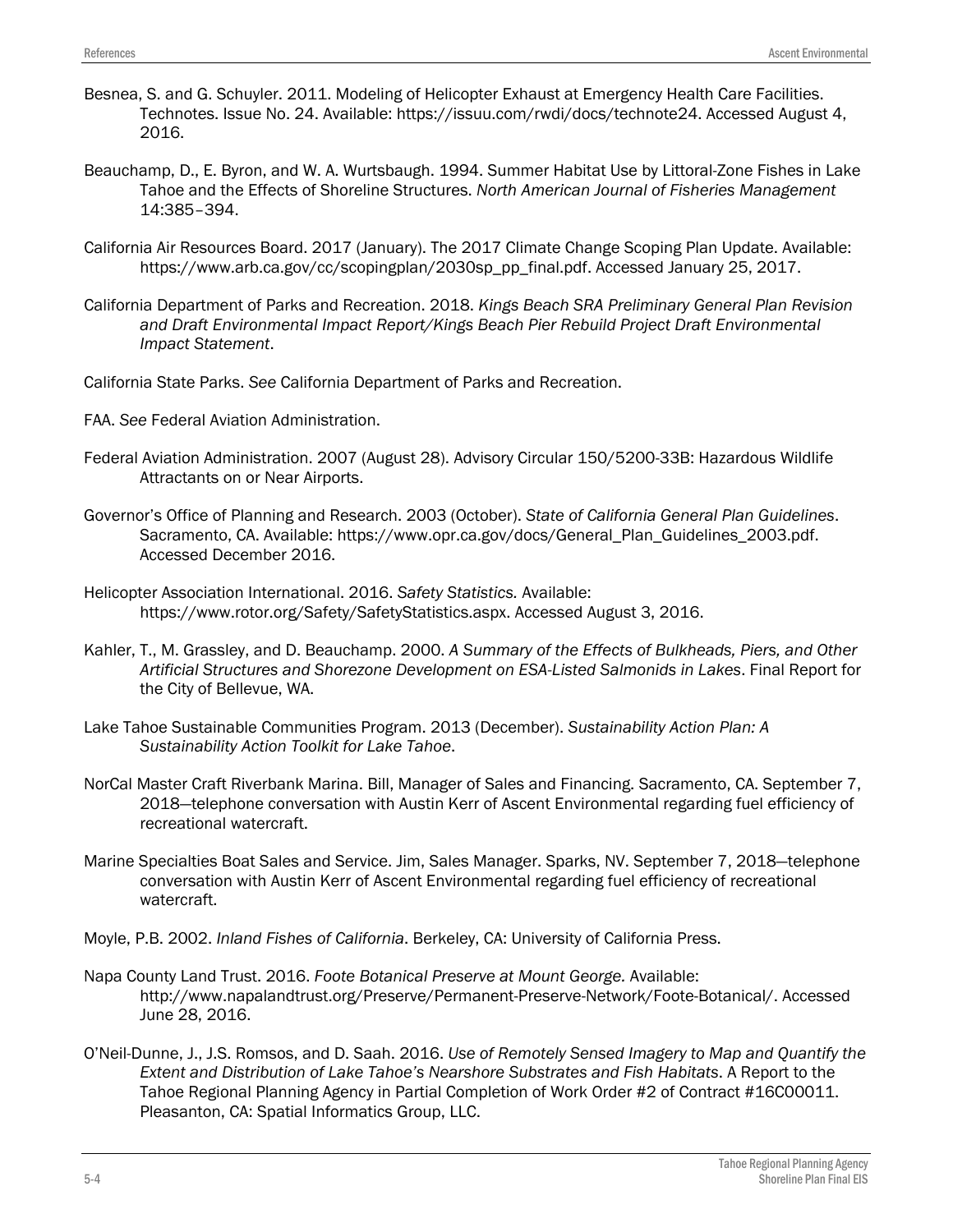Besnea, S. and G. Schuyler. 2011. Modeling of Helicopter Exhaust at Emergency Health Care Facilities. Technotes. Issue No. 24. Available: https://issuu.com/rwdi/docs/technote24. Accessed August 4, 2016.

Beauchamp, D., E. Byron, and W. A. Wurtsbaugh. 1994. Summer Habitat Use by Littoral-Zone Fishes in Lake Tahoe and the Effects of Shoreline Structures. *North American Journal of Fisheries Management* 14:385–394.

California Air Resources Board. 2017 (January). The 2017 Climate Change Scoping Plan Update. Available: https://www.arb.ca.gov/cc/scopingplan/2030sp_pp_final.pdf. Accessed January 25, 2017.

California Department of Parks and Recreation. 2018. *Kings Beach SRA Preliminary General Plan Revision and Draft Environmental Impact Report/Kings Beach Pier Rebuild Project Draft Environmental Impact Statement*.

California State Parks. *See* California Department of Parks and Recreation.

FAA. *See* Federal Aviation Administration.

Federal Aviation Administration. 2007 (August 28). Advisory Circular 150/5200-33B: Hazardous Wildlife Attractants on or Near Airports.

Governor's Office of Planning and Research. 2003 (October). *State of California General Plan Guidelines*. Sacramento, CA. Available: https://www.opr.ca.gov/docs/General_Plan_Guidelines_2003.pdf. Accessed December 2016.

Helicopter Association International. 2016. *Safety Statistics.* Available: https://www.rotor.org/Safety/SafetyStatistics.aspx. Accessed August 3, 2016.

Kahler, T., M. Grassley, and D. Beauchamp. 2000. *A Summary of the Effects of Bulkheads, Piers, and Other Artificial Structures and Shorezone Development on ESA-Listed Salmonids in Lakes*. Final Report for the City of Bellevue, WA.

Lake Tahoe Sustainable Communities Program. 2013 (December). *Sustainability Action Plan: A Sustainability Action Toolkit for Lake Tahoe*.

NorCal Master Craft Riverbank Marina. Bill, Manager of Sales and Financing. Sacramento, CA. September 7, 2018—telephone conversation with Austin Kerr of Ascent Environmental regarding fuel efficiency of recreational watercraft.

Marine Specialties Boat Sales and Service. Jim, Sales Manager. Sparks, NV. September 7, 2018—telephone conversation with Austin Kerr of Ascent Environmental regarding fuel efficiency of recreational watercraft.

Moyle, P.B. 2002. *Inland Fishes of California*. Berkeley, CA: University of California Press.

Napa County Land Trust. 2016. *Foote Botanical Preserve at Mount George.* Available: http://www.napalandtrust.org/Preserve/Permanent-Preserve-Network/Foote-Botanical/. Accessed June 28, 2016.

O'Neil-Dunne, J., J.S. Romsos, and D. Saah. 2016. *Use of Remotely Sensed Imagery to Map and Quantify the Extent and Distribution of Lake Tahoe's Nearshore Substrates and Fish Habitats*. A Report to the Tahoe Regional Planning Agency in Partial Completion of Work Order #2 of Contract #16C00011. Pleasanton, CA: Spatial Informatics Group, LLC.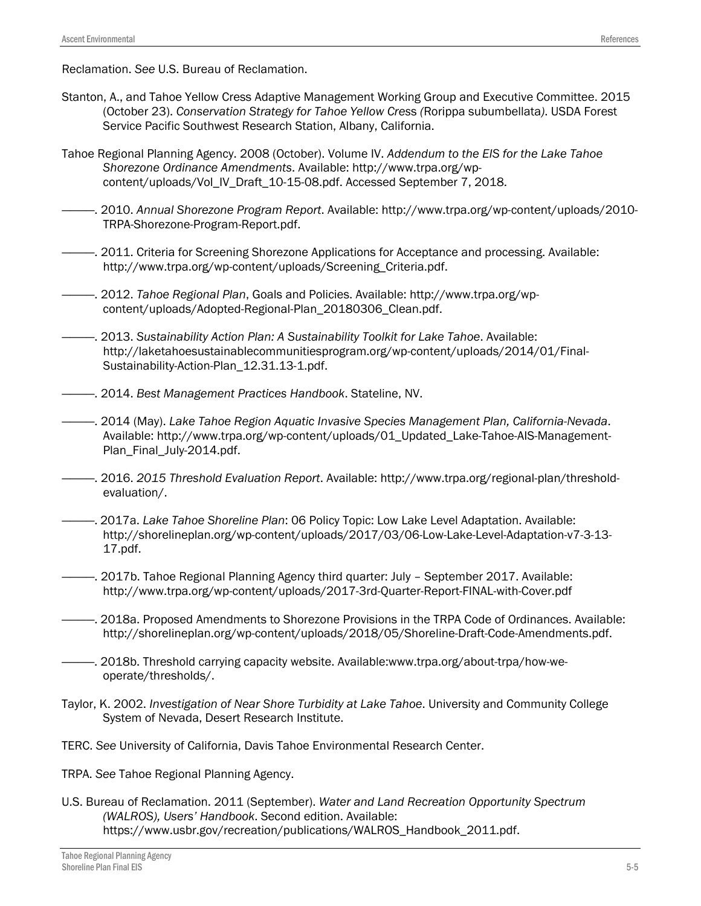Reclamation. *See* U.S. Bureau of Reclamation.

Stanton, A., and Tahoe Yellow Cress Adaptive Management Working Group and Executive Committee. 2015 (October 23). *Conservation Strategy for Tahoe Yellow Cress (*Rorippa subumbellata*)*. USDA Forest Service Pacific Southwest Research Station, Albany, California.

Tahoe Regional Planning Agency. 2008 (October). Volume IV. *Addendum to the EIS for the Lake Tahoe Shorezone Ordinance Amendments*. Available: http://www.trpa.org/wp-content/uploads/Vol_IV_Draft_10-15-08.pdf. Accessed September 7, 2018.

———. 2010. *Annual Shorezone Program Report*. Available: http://www.trpa.org/wp-content/uploads/2010-TRPA-Shorezone-Program-Report.pdf.

———. 2011. Criteria for Screening Shorezone Applications for Acceptance and processing. Available: http://www.trpa.org/wp-content/uploads/Screening_Criteria.pdf.

———. 2012. *Tahoe Regional Plan*, Goals and Policies. Available: http://www.trpa.org/wp-content/uploads/Adopted-Regional-Plan_20180306_Clean.pdf.

———. 2013. *Sustainability Action Plan: A Sustainability Toolkit for Lake Tahoe*. Available: http://laketahoesustainablecommunitiesprogram.org/wp-content/uploads/2014/01/Final-Sustainability-Action-Plan_12.31.13-1.pdf.

———. 2014. *Best Management Practices Handbook*. Stateline, NV.

———. 2014 (May). *Lake Tahoe Region Aquatic Invasive Species Management Plan, California-Nevada*. Available: http://www.trpa.org/wp-content/uploads/01_Updated_Lake-Tahoe-AIS-Management-Plan_Final_July-2014.pdf.

———. 2016. *2015 Threshold Evaluation Report*. Available: http://www.trpa.org/regional-plan/threshold-evaluation/.

———. 2017a. *Lake Tahoe Shoreline Plan*: 06 Policy Topic: Low Lake Level Adaptation. Available: http://shorelineplan.org/wp-content/uploads/2017/03/06-Low-Lake-Level-Adaptation-v7-3-13-17.pdf.

———. 2017b. Tahoe Regional Planning Agency third quarter: July – September 2017. Available: http://www.trpa.org/wp-content/uploads/2017-3rd-Quarter-Report-FINAL-with-Cover.pdf

———. 2018a. Proposed Amendments to Shorezone Provisions in the TRPA Code of Ordinances. Available: http://shorelineplan.org/wp-content/uploads/2018/05/Shoreline-Draft-Code-Amendments.pdf.

———. 2018b. Threshold carrying capacity website. Available:www.trpa.org/about-trpa/how-we-operate/thresholds/.

Taylor, K. 2002. *Investigation of Near Shore Turbidity at Lake Tahoe*. University and Community College System of Nevada, Desert Research Institute.

TERC. *See* University of California, Davis Tahoe Environmental Research Center.

TRPA. *See* Tahoe Regional Planning Agency.

U.S. Bureau of Reclamation. 2011 (September). *Water and Land Recreation Opportunity Spectrum (WALROS), Users' Handbook*. Second edition. Available: https://www.usbr.gov/recreation/publications/WALROS_Handbook_2011.pdf.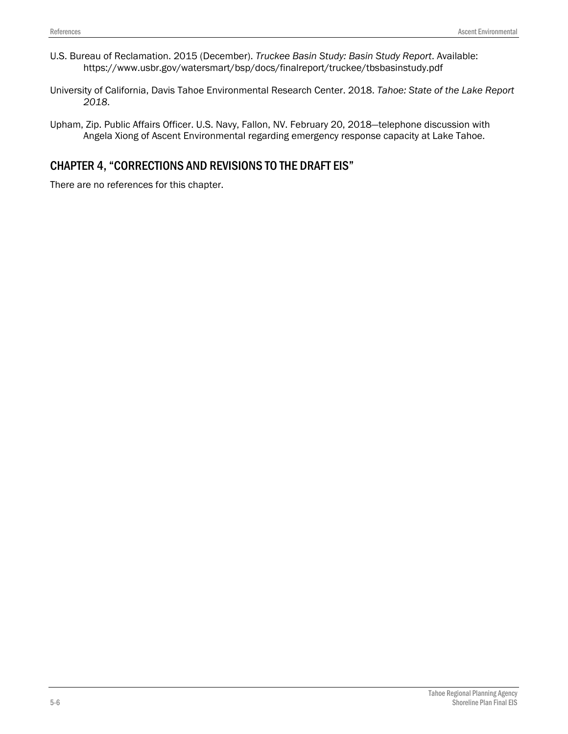U.S. Bureau of Reclamation. 2015 (December). *Truckee Basin Study: Basin Study Report*. Available: https://www.usbr.gov/watersmart/bsp/docs/finalreport/truckee/tbsbasinstudy.pdf

University of California, Davis Tahoe Environmental Research Center. 2018. *Tahoe: State of the Lake Report 2018*.

Upham, Zip. Public Affairs Officer. U.S. Navy, Fallon, NV. February 20, 2018—telephone discussion with Angela Xiong of Ascent Environmental regarding emergency response capacity at Lake Tahoe.

## CHAPTER 4, "CORRECTIONS AND REVISIONS TO THE DRAFT EIS"

There are no references for this chapter.